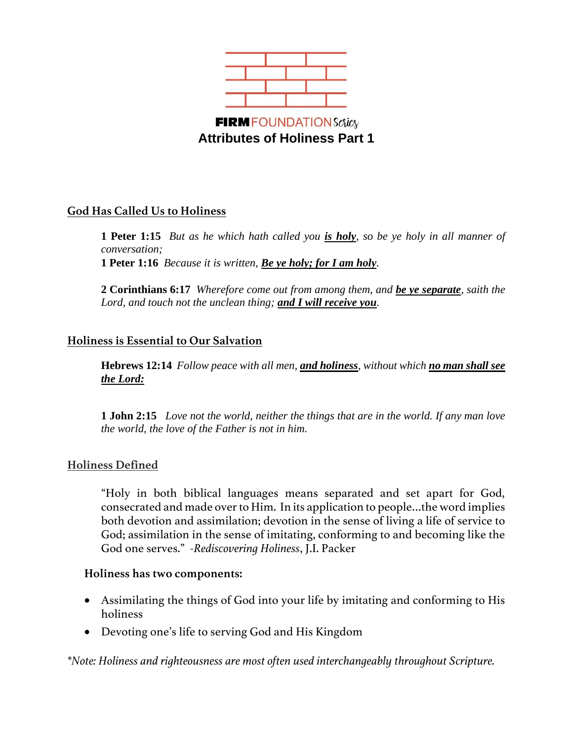**FIRM** FOUNDATION *Series*

# Attributes of Holiness Part 1

## God Has Called Us to Holiness

**1 Peter 1:15** *But as he which hath called you* ***is holy****, so be ye holy in all manner of conversation;*
**1 Peter 1:16** *Because it is written,* ***Be ye holy; for I am holy****.*

**2 Corinthians 6:17** *Wherefore come out from among them, and* ***be ye separate****, saith the Lord, and touch not the unclean thing;* ***and I will receive you****.*

## Holiness is Essential to Our Salvation

**Hebrews 12:14** *Follow peace with all men,* ***and holiness****, without which* ***no man shall see the Lord:***

**1 John 2:15** *Love not the world, neither the things that are in the world. If any man love the world, the love of the Father is not in him.*

## Holiness Defined

"Holy in both biblical languages means separated and set apart for God, consecrated and made over to Him. In its application to people...the word implies both devotion and assimilation; devotion in the sense of living a life of service to God; assimilation in the sense of imitating, conforming to and becoming like the God one serves." -*Rediscovering Holiness*, J.I. Packer

**Holiness has two components:**

- Assimilating the things of God into your life by imitating and conforming to His holiness
- Devoting one's life to serving God and His Kingdom

*\*Note: Holiness and righteousness are most often used interchangeably throughout Scripture.*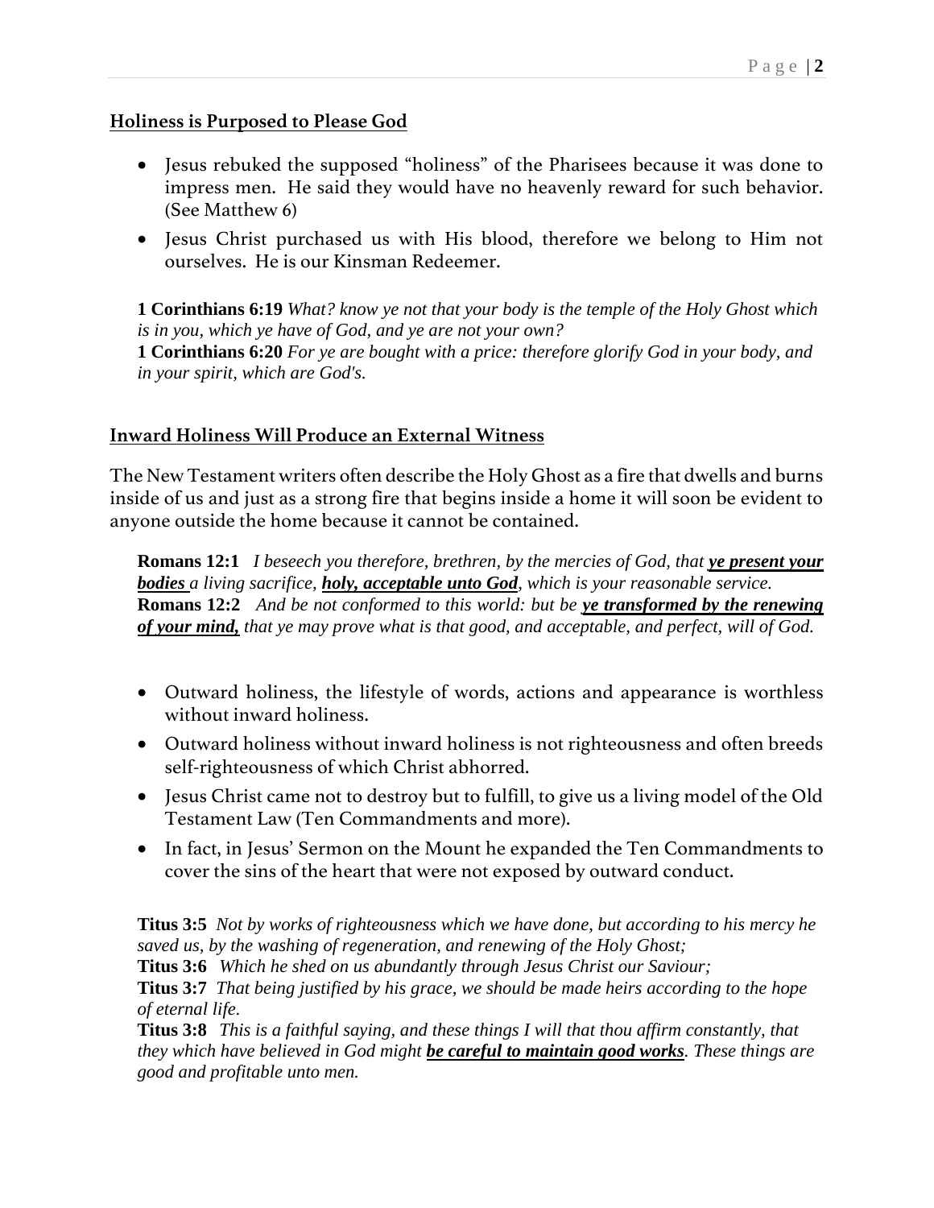## <u>Holiness is Purposed to Please God</u>

- Jesus rebuked the supposed "holiness" of the Pharisees because it was done to impress men. He said they would have no heavenly reward for such behavior. (See Matthew 6)
- Jesus Christ purchased us with His blood, therefore we belong to Him not ourselves. He is our Kinsman Redeemer.

> **1 Corinthians 6:19** *What? know ye not that your body is the temple of the Holy Ghost which is in you, which ye have of God, and ye are not your own?*
> **1 Corinthians 6:20** *For ye are bought with a price: therefore glorify God in your body, and in your spirit, which are God's.*

## <u>Inward Holiness Will Produce an External Witness</u>

The New Testament writers often describe the Holy Ghost as a fire that dwells and burns inside of us and just as a strong fire that begins inside a home it will soon be evident to anyone outside the home because it cannot be contained.

> **Romans 12:1** *I beseech you therefore, brethren, by the mercies of God, that* ***<u>ye present your bodies</u>*** *a living sacrifice,* ***<u>holy, acceptable unto God</u>****, which is your reasonable service.*
> **Romans 12:2** *And be not conformed to this world: but be* ***<u>ye transformed by the renewing of your mind,</u>*** *that ye may prove what is that good, and acceptable, and perfect, will of God.*

- Outward holiness, the lifestyle of words, actions and appearance is worthless without inward holiness.
- Outward holiness without inward holiness is not righteousness and often breeds self-righteousness of which Christ abhorred.
- Jesus Christ came not to destroy but to fulfill, to give us a living model of the Old Testament Law (Ten Commandments and more).
- In fact, in Jesus' Sermon on the Mount he expanded the Ten Commandments to cover the sins of the heart that were not exposed by outward conduct.

> **Titus 3:5** *Not by works of righteousness which we have done, but according to his mercy he saved us, by the washing of regeneration, and renewing of the Holy Ghost;*
> **Titus 3:6** *Which he shed on us abundantly through Jesus Christ our Saviour;*
> **Titus 3:7** *That being justified by his grace, we should be made heirs according to the hope of eternal life.*
> **Titus 3:8** *This is a faithful saying, and these things I will that thou affirm constantly, that they which have believed in God might* ***<u>be careful to maintain good works</u>****. These things are good and profitable unto men.*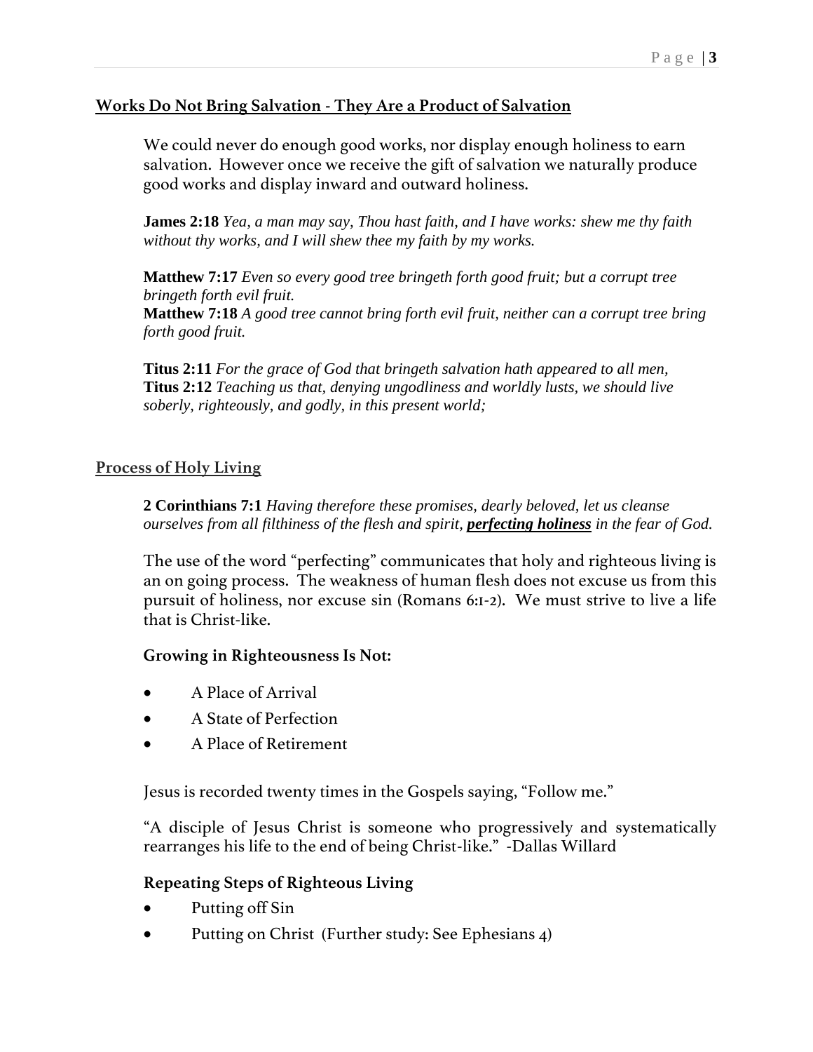## Works Do Not Bring Salvation - They Are a Product of Salvation

We could never do enough good works, nor display enough holiness to earn salvation. However once we receive the gift of salvation we naturally produce good works and display inward and outward holiness.

**James 2:18** *Yea, a man may say, Thou hast faith, and I have works: shew me thy faith without thy works, and I will shew thee my faith by my works.*

**Matthew 7:17** *Even so every good tree bringeth forth good fruit; but a corrupt tree bringeth forth evil fruit.*
**Matthew 7:18** *A good tree cannot bring forth evil fruit, neither can a corrupt tree bring forth good fruit.*

**Titus 2:11** *For the grace of God that bringeth salvation hath appeared to all men,*
**Titus 2:12** *Teaching us that, denying ungodliness and worldly lusts, we should live soberly, righteously, and godly, in this present world;*

## Process of Holy Living

**2 Corinthians 7:1** *Having therefore these promises, dearly beloved, let us cleanse ourselves from all filthiness of the flesh and spirit,* ***perfecting holiness*** *in the fear of God.*

The use of the word "perfecting" communicates that holy and righteous living is an on going process. The weakness of human flesh does not excuse us from this pursuit of holiness, nor excuse sin (Romans 6:1-2). We must strive to live a life that is Christ-like.

### Growing in Righteousness Is Not:

- A Place of Arrival
- A State of Perfection
- A Place of Retirement

Jesus is recorded twenty times in the Gospels saying, "Follow me."

"A disciple of Jesus Christ is someone who progressively and systematically rearranges his life to the end of being Christ-like." -Dallas Willard

### Repeating Steps of Righteous Living

- Putting off Sin
- Putting on Christ (Further study: See Ephesians 4)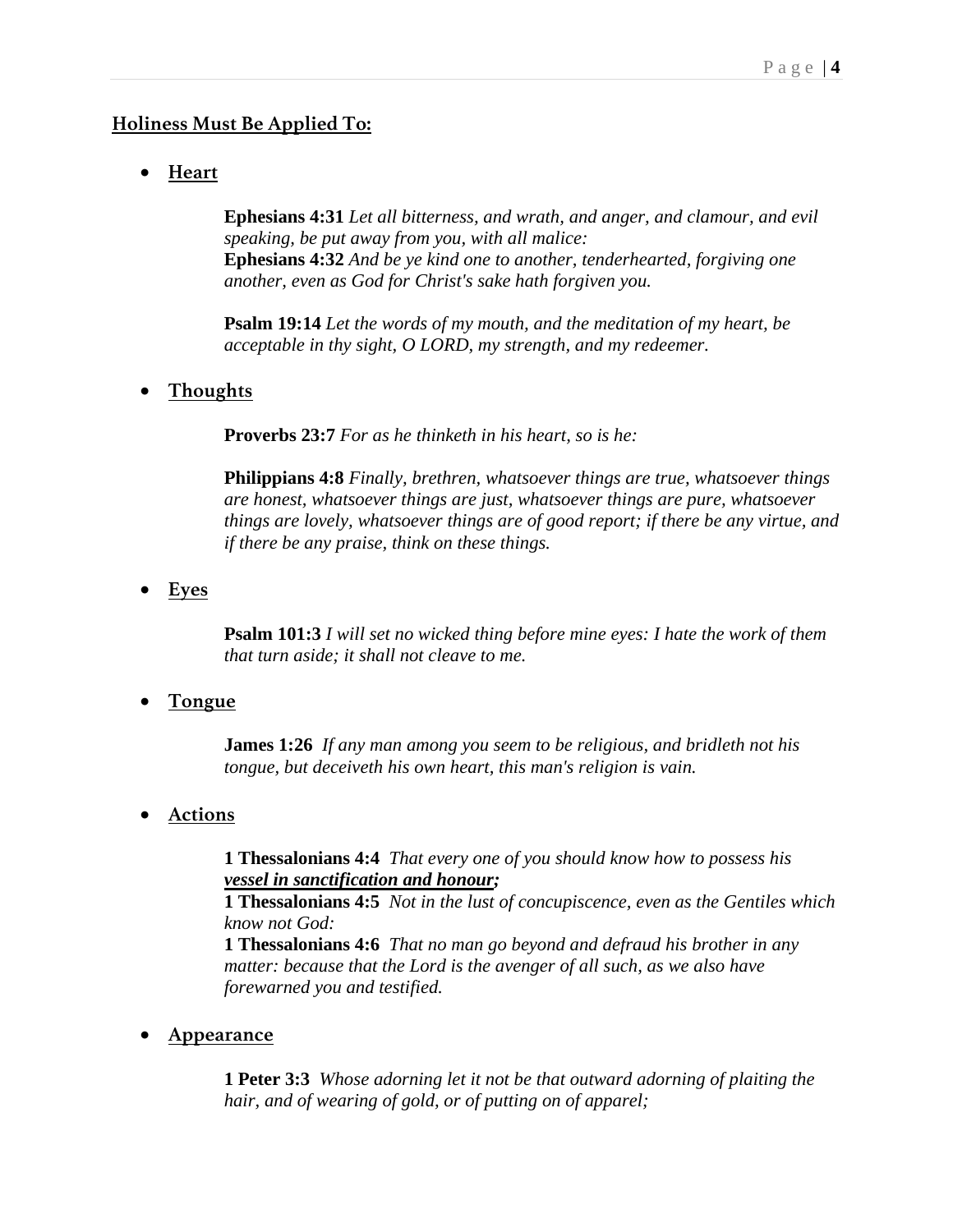**Holiness Must Be Applied To:**

- **Heart**

  **Ephesians 4:31** *Let all bitterness, and wrath, and anger, and clamour, and evil speaking, be put away from you, with all malice:*
  **Ephesians 4:32** *And be ye kind one to another, tenderhearted, forgiving one another, even as God for Christ's sake hath forgiven you.*

  **Psalm 19:14** *Let the words of my mouth, and the meditation of my heart, be acceptable in thy sight, O LORD, my strength, and my redeemer.*

- **Thoughts**

  **Proverbs 23:7** *For as he thinketh in his heart, so is he:*

  **Philippians 4:8** *Finally, brethren, whatsoever things are true, whatsoever things are honest, whatsoever things are just, whatsoever things are pure, whatsoever things are lovely, whatsoever things are of good report; if there be any virtue, and if there be any praise, think on these things.*

- **Eyes**

  **Psalm 101:3** *I will set no wicked thing before mine eyes: I hate the work of them that turn aside; it shall not cleave to me.*

- **Tongue**

  **James 1:26** *If any man among you seem to be religious, and bridleth not his tongue, but deceiveth his own heart, this man's religion is vain.*

- **Actions**

  **1 Thessalonians 4:4** *That every one of you should know how to possess his* ***vessel in sanctification and honour;***
  **1 Thessalonians 4:5** *Not in the lust of concupiscence, even as the Gentiles which know not God:*
  **1 Thessalonians 4:6** *That no man go beyond and defraud his brother in any matter: because that the Lord is the avenger of all such, as we also have forewarned you and testified.*

- **Appearance**

  **1 Peter 3:3** *Whose adorning let it not be that outward adorning of plaiting the hair, and of wearing of gold, or of putting on of apparel;*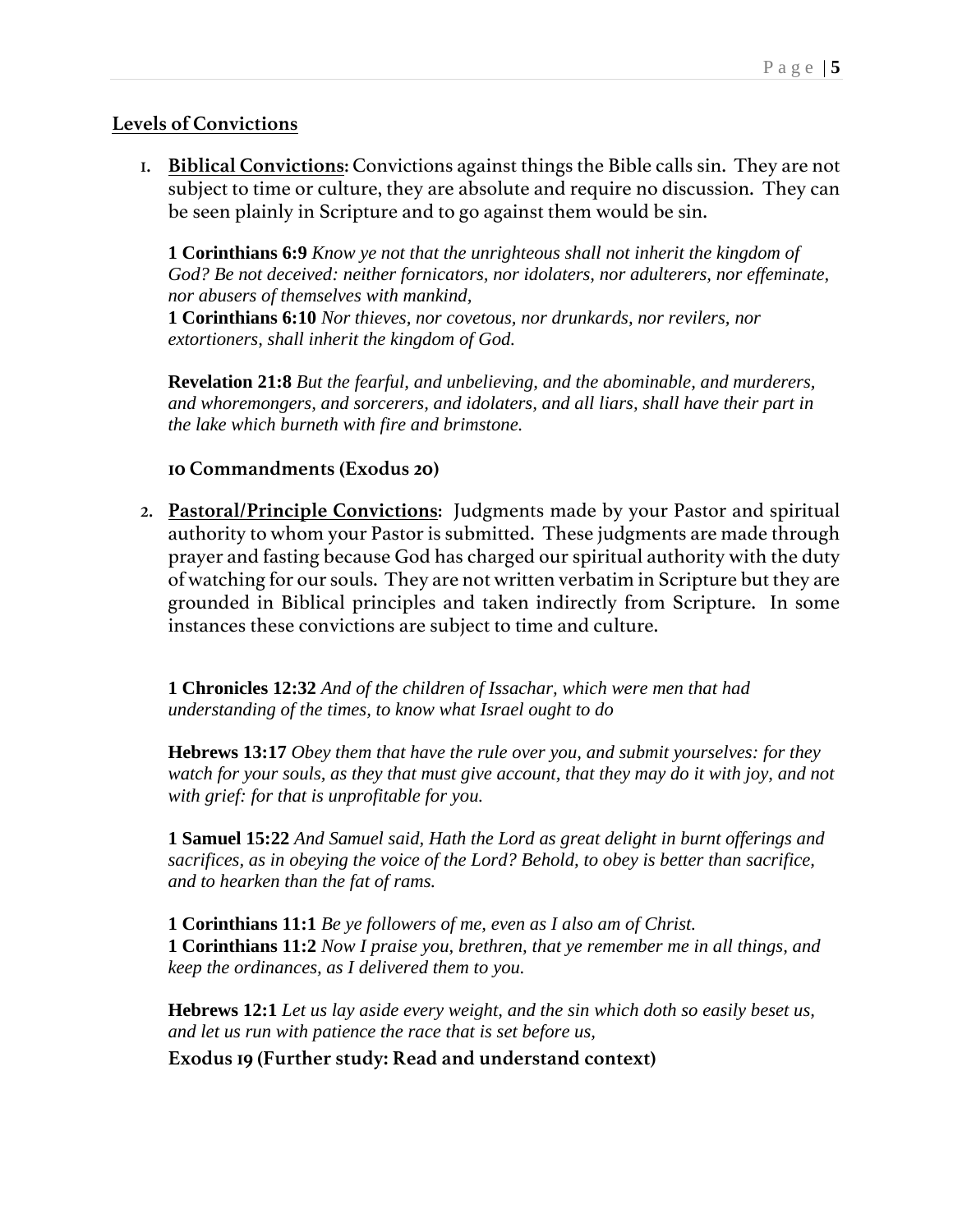## Levels of Convictions

1. **Biblical Convictions:** Convictions against things the Bible calls sin. They are not subject to time or culture, they are absolute and require no discussion. They can be seen plainly in Scripture and to go against them would be sin.

   **1 Corinthians 6:9** *Know ye not that the unrighteous shall not inherit the kingdom of God? Be not deceived: neither fornicators, nor idolaters, nor adulterers, nor effeminate, nor abusers of themselves with mankind,*
   **1 Corinthians 6:10** *Nor thieves, nor covetous, nor drunkards, nor revilers, nor extortioners, shall inherit the kingdom of God.*

   **Revelation 21:8** *But the fearful, and unbelieving, and the abominable, and murderers, and whoremongers, and sorcerers, and idolaters, and all liars, shall have their part in the lake which burneth with fire and brimstone.*

   **10 Commandments (Exodus 20)**

2. **Pastoral/Principle Convictions:** Judgments made by your Pastor and spiritual authority to whom your Pastor is submitted. These judgments are made through prayer and fasting because God has charged our spiritual authority with the duty of watching for our souls. They are not written verbatim in Scripture but they are grounded in Biblical principles and taken indirectly from Scripture. In some instances these convictions are subject to time and culture.

   **1 Chronicles 12:32** *And of the children of Issachar, which were men that had understanding of the times, to know what Israel ought to do*

   **Hebrews 13:17** *Obey them that have the rule over you, and submit yourselves: for they watch for your souls, as they that must give account, that they may do it with joy, and not with grief: for that is unprofitable for you.*

   **1 Samuel 15:22** *And Samuel said, Hath the Lord as great delight in burnt offerings and sacrifices, as in obeying the voice of the Lord? Behold, to obey is better than sacrifice, and to hearken than the fat of rams.*

   **1 Corinthians 11:1** *Be ye followers of me, even as I also am of Christ.*
   **1 Corinthians 11:2** *Now I praise you, brethren, that ye remember me in all things, and keep the ordinances, as I delivered them to you.*

   **Hebrews 12:1** *Let us lay aside every weight, and the sin which doth so easily beset us, and let us run with patience the race that is set before us,*

   **Exodus 19 (Further study: Read and understand context)**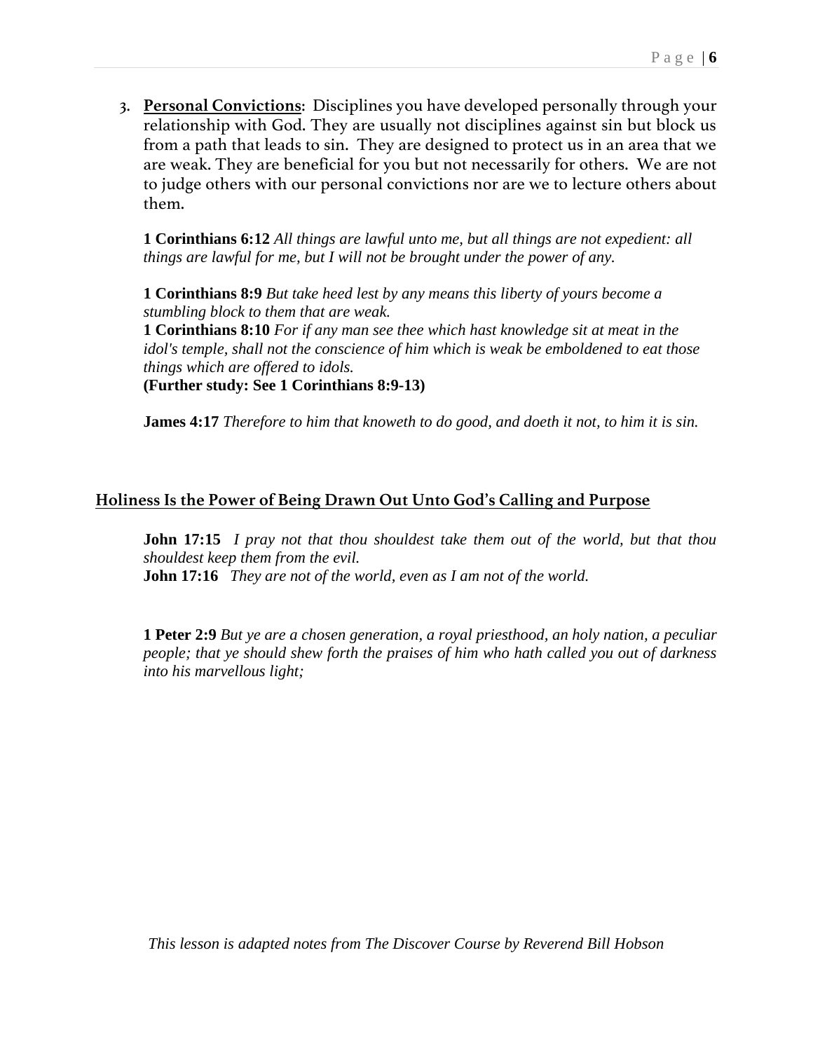3. **Personal Convictions**: Disciplines you have developed personally through your relationship with God. They are usually not disciplines against sin but block us from a path that leads to sin. They are designed to protect us in an area that we are weak. They are beneficial for you but not necessarily for others. We are not to judge others with our personal convictions nor are we to lecture others about them.

   **1 Corinthians 6:12** *All things are lawful unto me, but all things are not expedient: all things are lawful for me, but I will not be brought under the power of any.*

   **1 Corinthians 8:9** *But take heed lest by any means this liberty of yours become a stumbling block to them that are weak.*
   **1 Corinthians 8:10** *For if any man see thee which hast knowledge sit at meat in the idol's temple, shall not the conscience of him which is weak be emboldened to eat those things which are offered to idols.*
   **(Further study: See 1 Corinthians 8:9-13)**

   **James 4:17** *Therefore to him that knoweth to do good, and doeth it not, to him it is sin.*

## Holiness Is the Power of Being Drawn Out Unto God's Calling and Purpose

**John 17:15** *I pray not that thou shouldest take them out of the world, but that thou shouldest keep them from the evil.*
**John 17:16** *They are not of the world, even as I am not of the world.*

**1 Peter 2:9** *But ye are a chosen generation, a royal priesthood, an holy nation, a peculiar people; that ye should shew forth the praises of him who hath called you out of darkness into his marvellous light;*

*This lesson is adapted notes from The Discover Course by Reverend Bill Hobson*